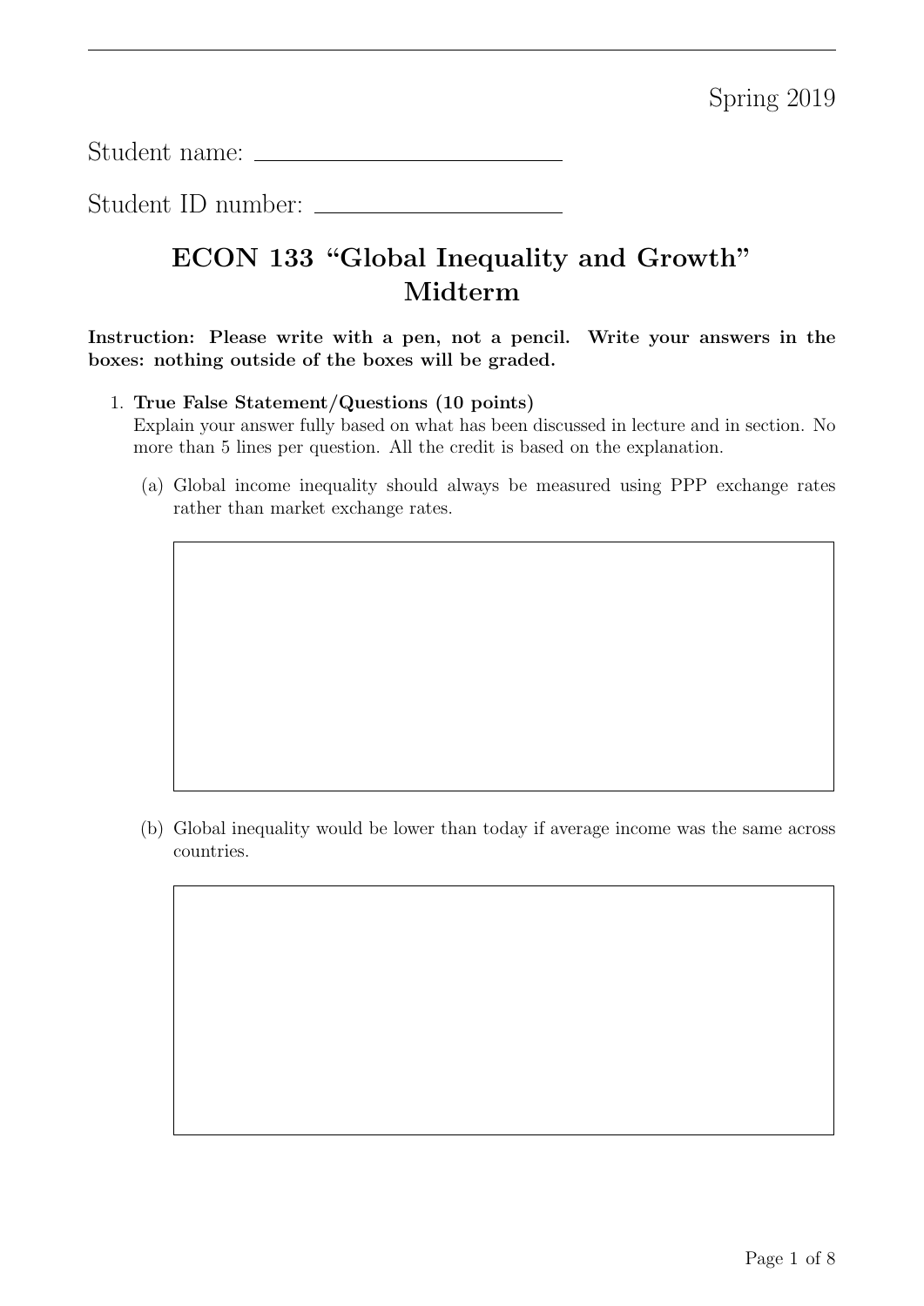Spring 2019

Student name: ____________________

Student ID number: ____________________

# ECON 133 "Global Inequality and Growth" Midterm

**Instruction: Please write with a pen, not a pencil. Write your answers in the boxes: nothing outside of the boxes will be graded.**

1. **True False Statement/Questions (10 points)**
   Explain your answer fully based on what has been discussed in lecture and in section. No more than 5 lines per question. All the credit is based on the explanation.

   (a) Global income inequality should always be measured using PPP exchange rates rather than market exchange rates.

   (b) Global inequality would be lower than today if average income was the same across countries.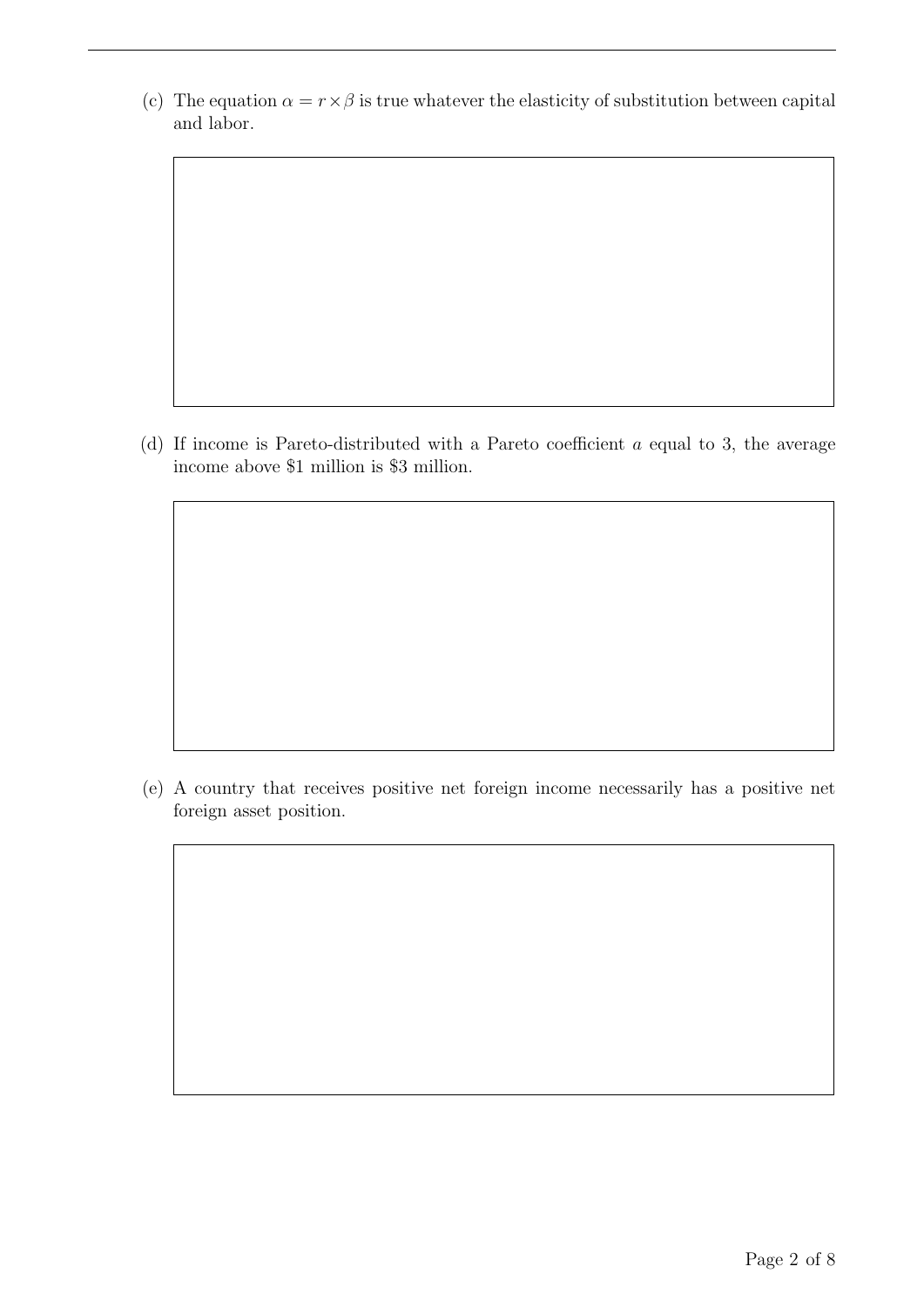(c) The equation $\alpha = r \times \beta$ is true whatever the elasticity of substitution between capital and labor.

(d) If income is Pareto-distributed with a Pareto coefficient $a$ equal to 3, the average income above \$1 million is \$3 million.

(e) A country that receives positive net foreign income necessarily has a positive net foreign asset position.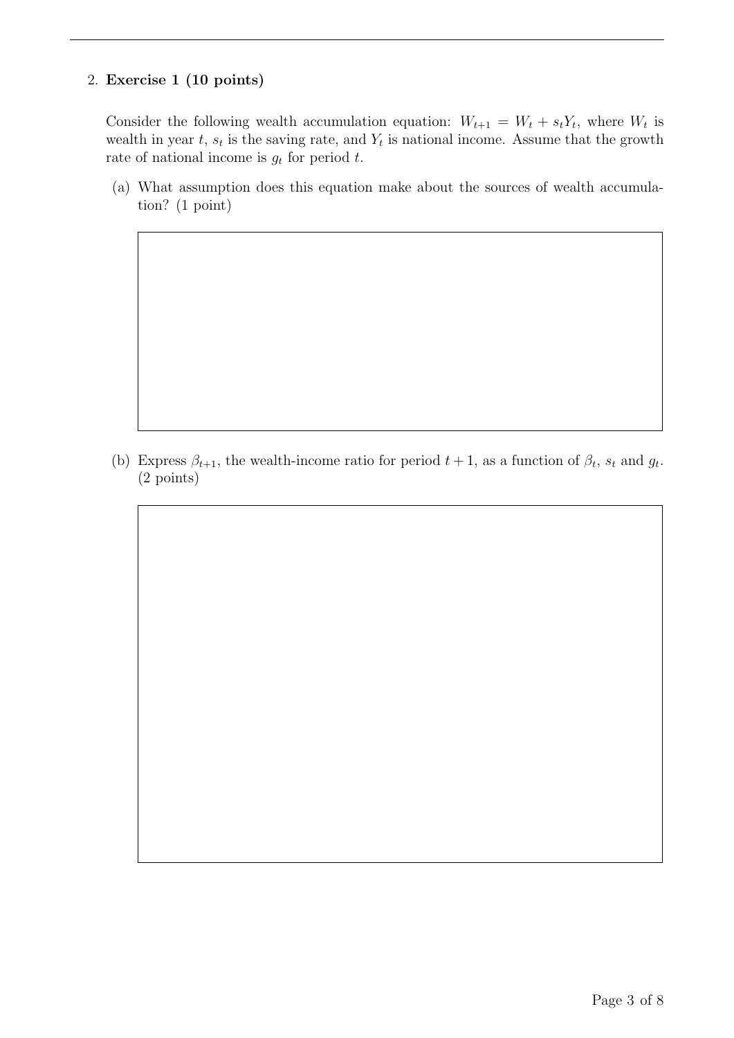2. **Exercise 1 (10 points)**

   Consider the following wealth accumulation equation: $W_{t+1} = W_t + s_t Y_t$, where $W_t$ is wealth in year $t$, $s_t$ is the saving rate, and $Y_t$ is national income. Assume that the growth rate of national income is $g_t$ for period $t$.

   (a) What assumption does this equation make about the sources of wealth accumulation? (1 point)

   (b) Express $\beta_{t+1}$, the wealth-income ratio for period $t+1$, as a function of $\beta_t$, $s_t$ and $g_t$. (2 points)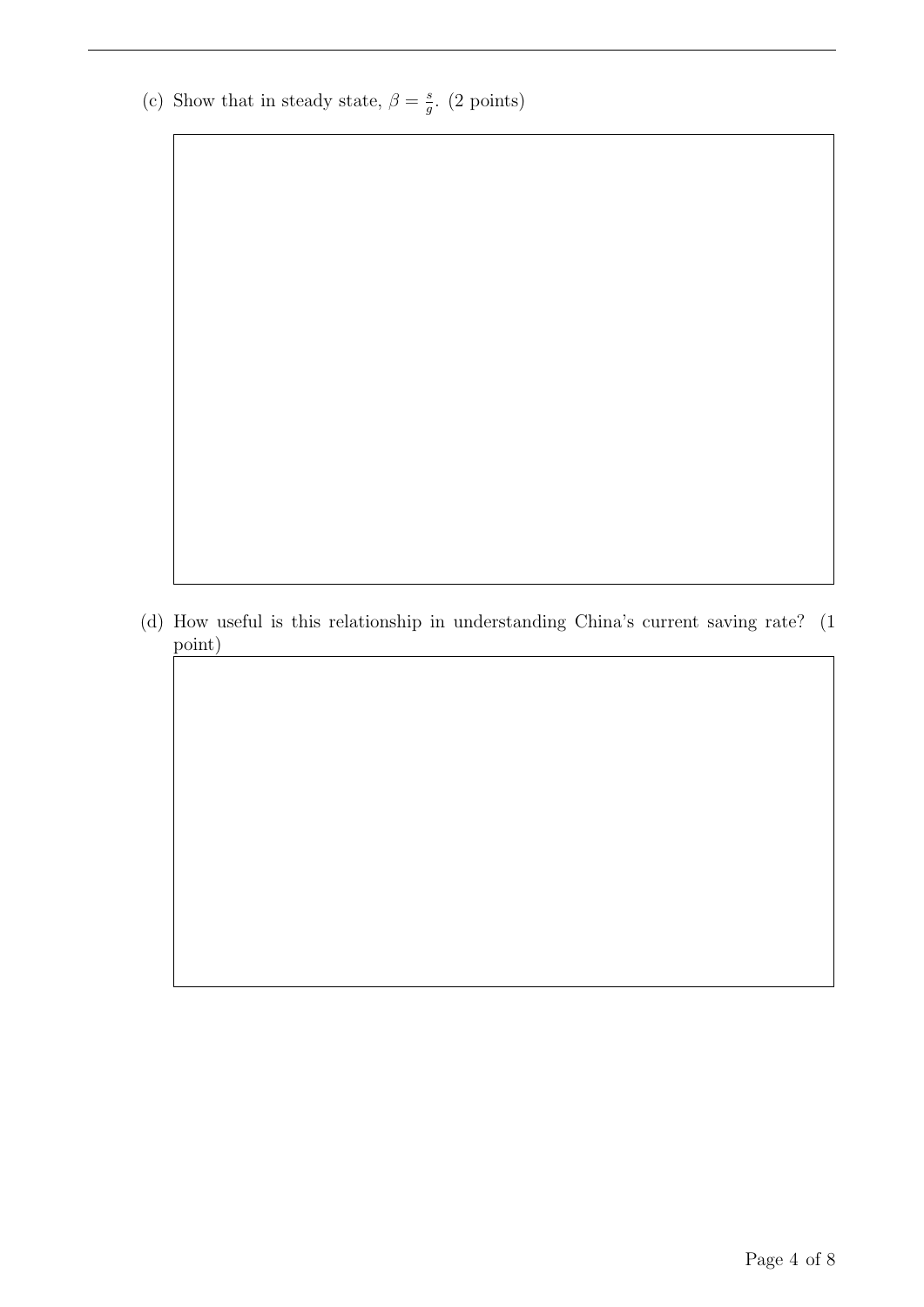(c) Show that in steady state, $\beta = \frac{s}{g}$. (2 points)

(d) How useful is this relationship in understanding China's current saving rate? (1 point)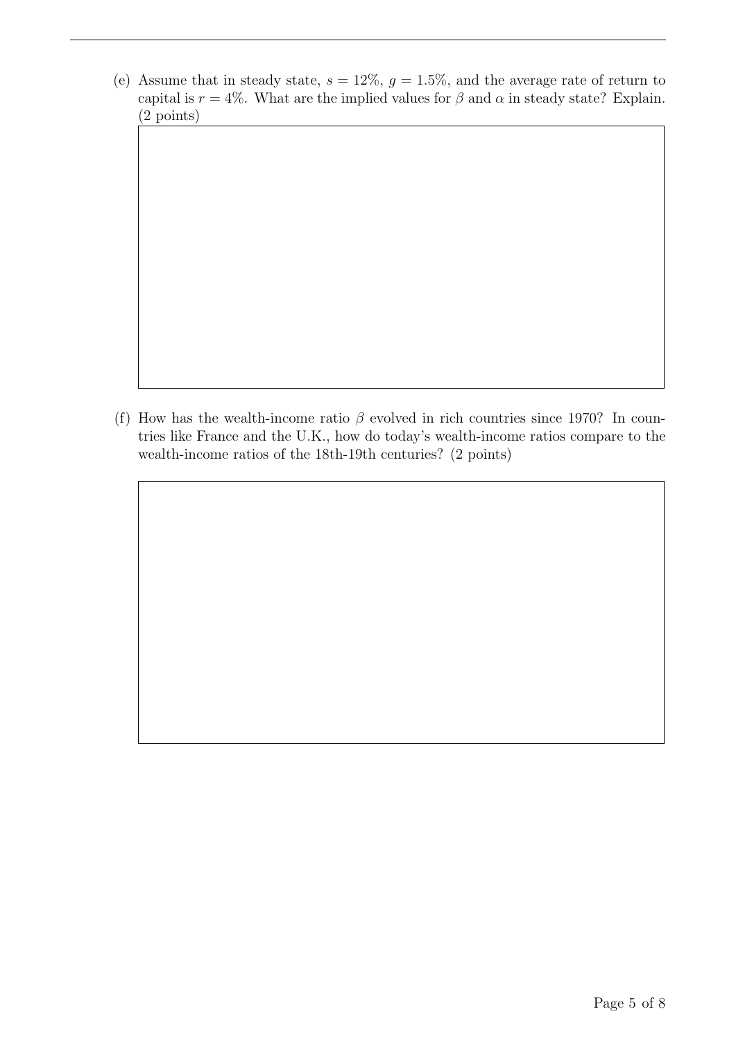(e) Assume that in steady state, $s = 12\%$, $g = 1.5\%$, and the average rate of return to capital is $r = 4\%$. What are the implied values for $\beta$ and $\alpha$ in steady state? Explain. (2 points)

(f) How has the wealth-income ratio $\beta$ evolved in rich countries since 1970? In countries like France and the U.K., how do today's wealth-income ratios compare to the wealth-income ratios of the 18th-19th centuries? (2 points)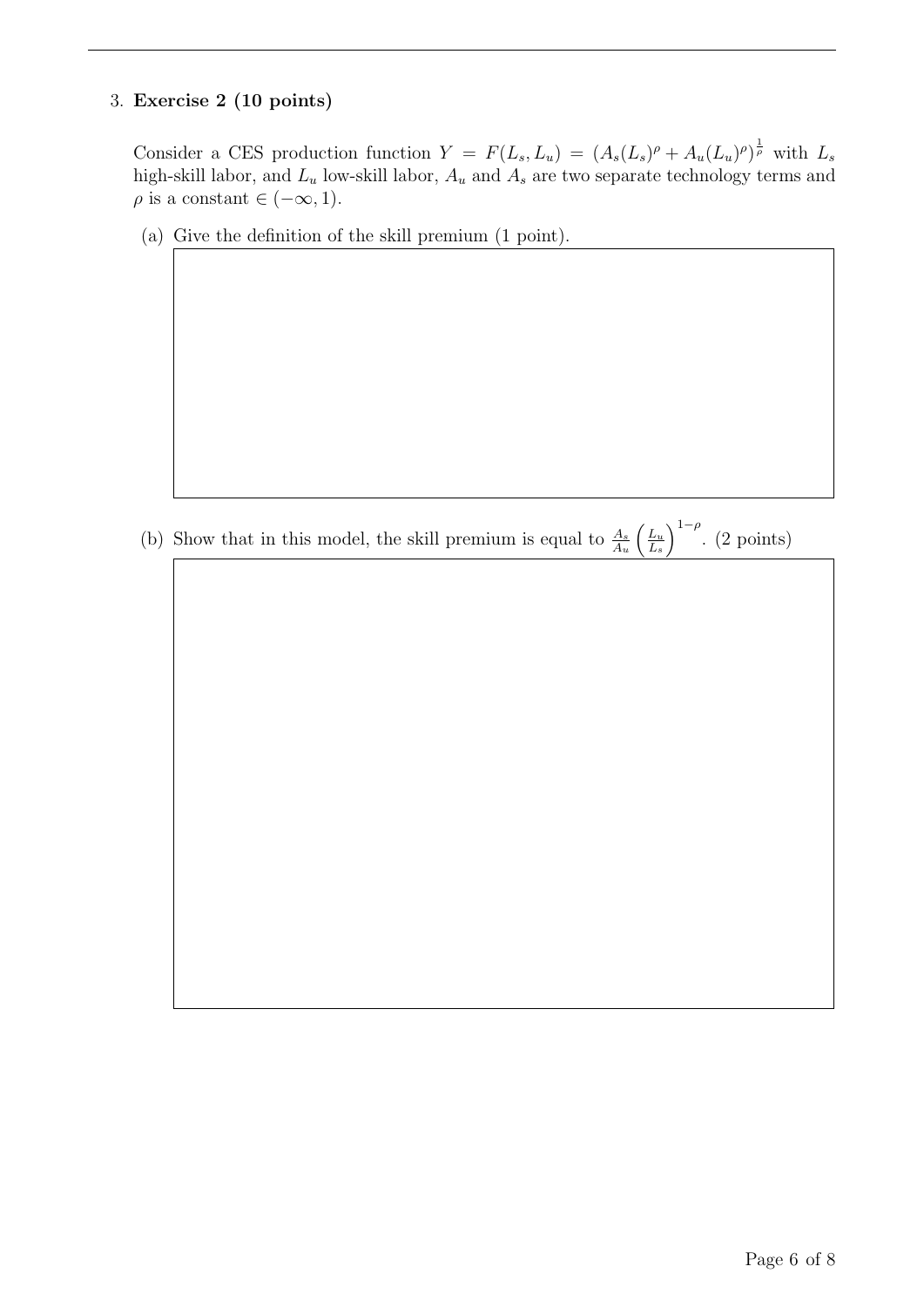3. **Exercise 2 (10 points)**

   Consider a CES production function $Y = F(L_s, L_u) = (A_s(L_s)^\rho + A_u(L_u)^\rho)^{\frac{1}{\rho}}$ with $L_s$ high-skill labor, and $L_u$ low-skill labor, $A_u$ and $A_s$ are two separate technology terms and $\rho$ is a constant $\in (-\infty, 1)$.

   (a) Give the definition of the skill premium (1 point).

   (b) Show that in this model, the skill premium is equal to $\frac{A_s}{A_u}\left(\frac{L_u}{L_s}\right)^{1-\rho}$. (2 points)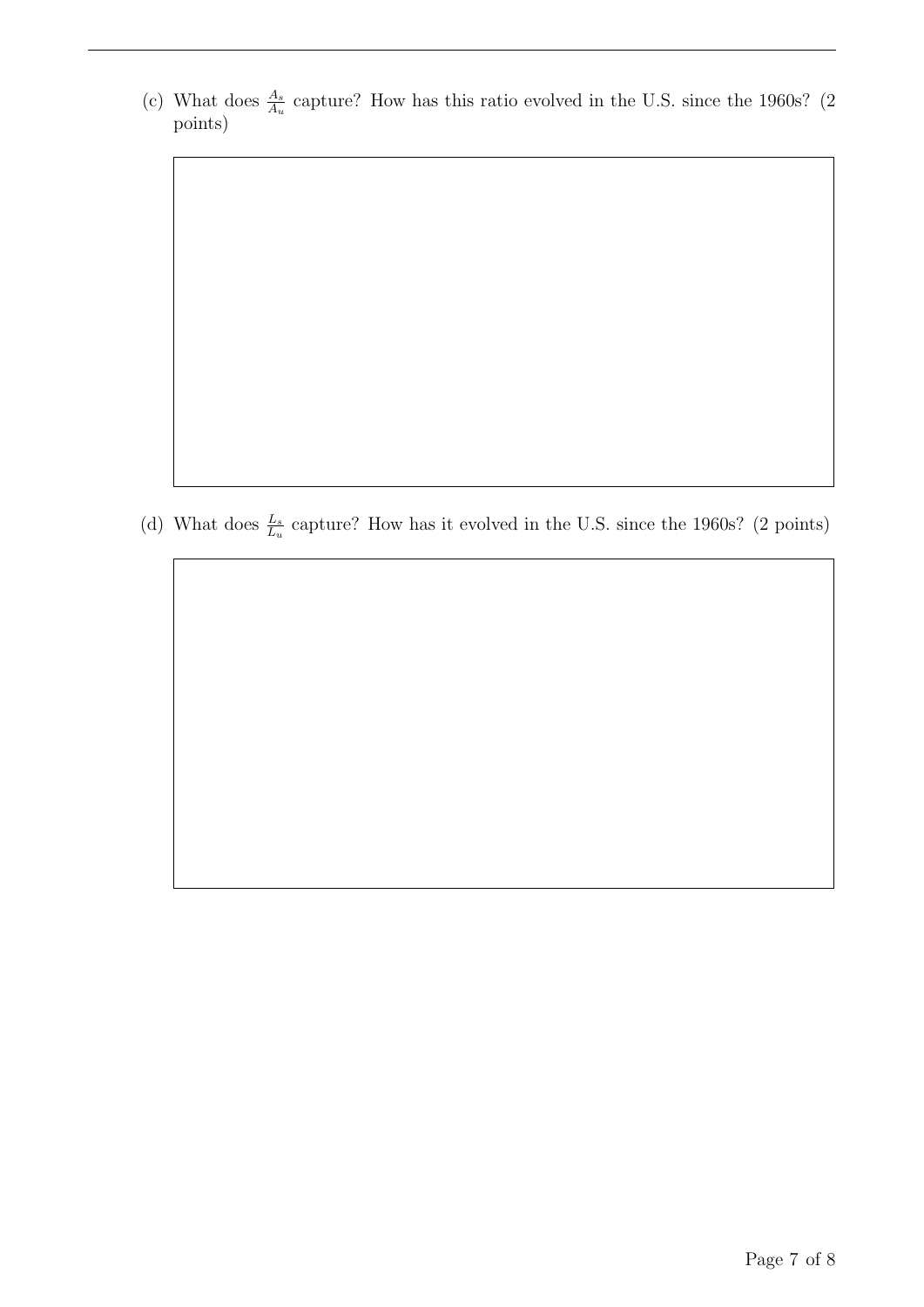(c) What does $\frac{A_s}{A_u}$ capture? How has this ratio evolved in the U.S. since the 1960s? (2 points)

(d) What does $\frac{L_s}{L_u}$ capture? How has it evolved in the U.S. since the 1960s? (2 points)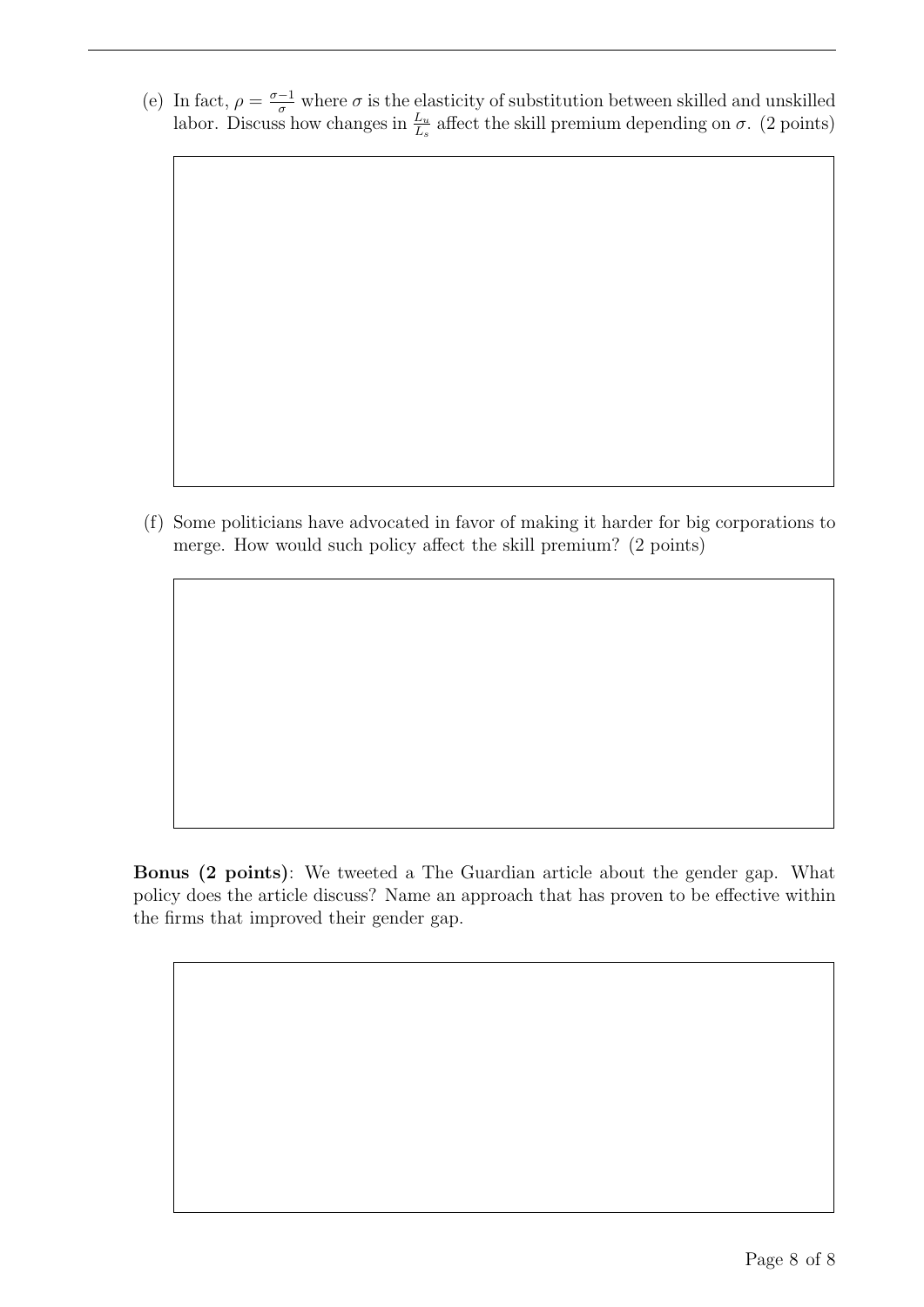(e) In fact, $\rho = \frac{\sigma - 1}{\sigma}$ where $\sigma$ is the elasticity of substitution between skilled and unskilled labor. Discuss how changes in $\frac{L_u}{L_s}$ affect the skill premium depending on $\sigma$. (2 points)

(f) Some politicians have advocated in favor of making it harder for big corporations to merge. How would such policy affect the skill premium? (2 points)

**Bonus (2 points)**: We tweeted a The Guardian article about the gender gap. What policy does the article discuss? Name an approach that has proven to be effective within the firms that improved their gender gap.